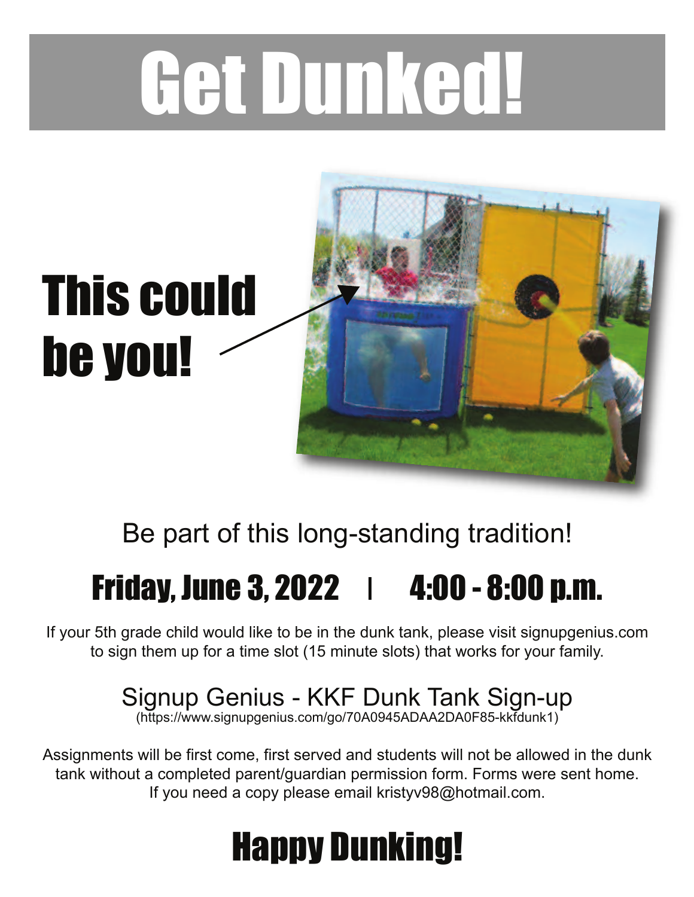# Get Dunked!

## This could be you!

Be part of this long-standing tradition!

## Friday, June 3, 2022 | 4:00 - 8:00 p.m.

If your 5th grade child would like to be in the dunk tank, please visit signupgenius.com to sign them up for a time slot (15 minute slots) that works for your family.

Signup Genius - KKF Dunk Tank Sign-up
(https://www.signupgenius.com/go/70A0945ADAA2DA0F85-kkfdunk1)

Assignments will be first come, first served and students will not be allowed in the dunk tank without a completed parent/guardian permission form. Forms were sent home. If you need a copy please email kristyv98@hotmail.com.

## Happy Dunking!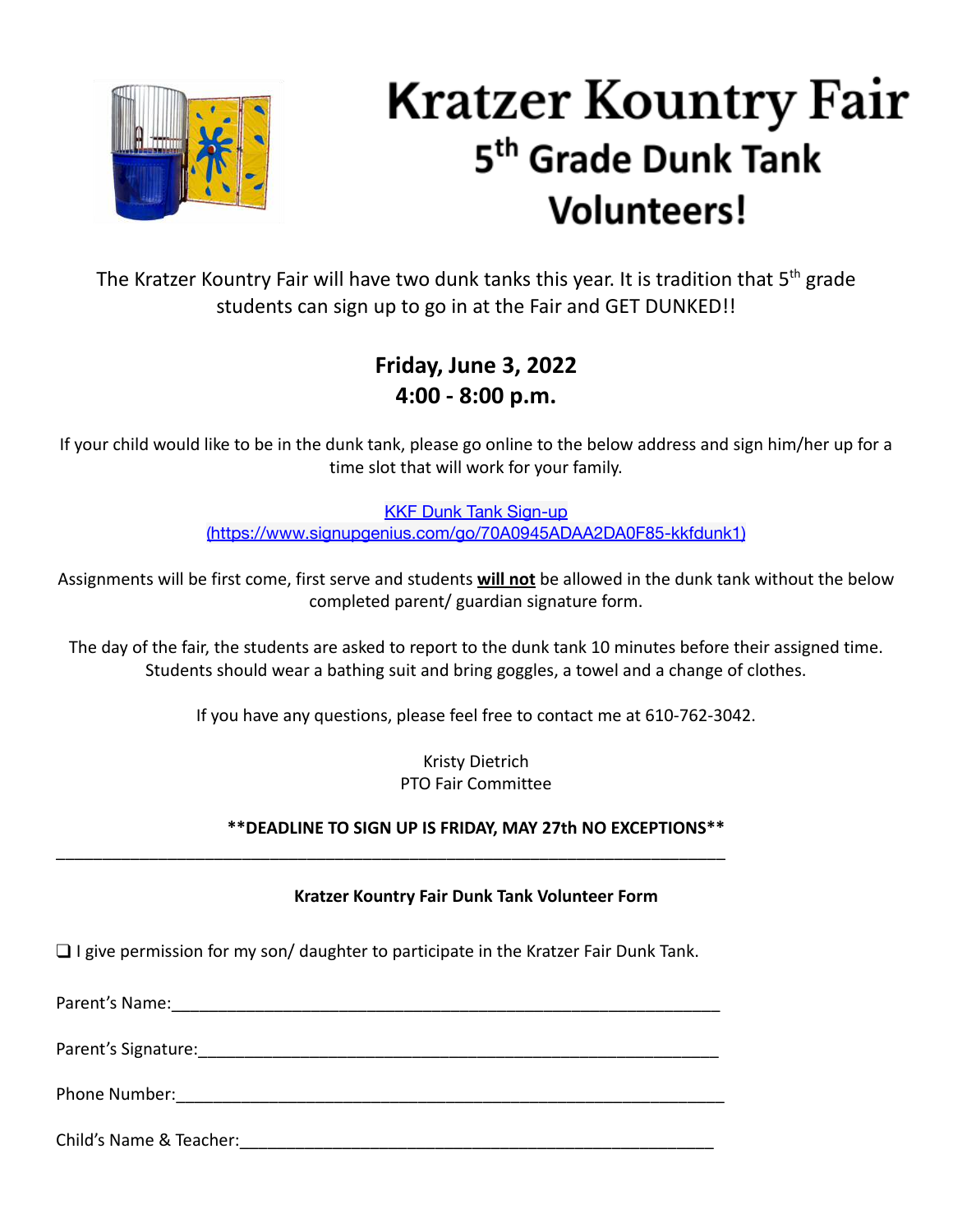# Kratzer Kountry Fair

## 5th Grade Dunk Tank Volunteers!

The Kratzer Kountry Fair will have two dunk tanks this year. It is tradition that 5th grade students can sign up to go in at the Fair and GET DUNKED!!

**Friday, June 3, 2022**
**4:00 - 8:00 p.m.**

If your child would like to be in the dunk tank, please go online to the below address and sign him/her up for a time slot that will work for your family.

[KKF Dunk Tank Sign-up](https://www.signupgenius.com/go/70A0945ADAA2DA0F85-kkfdunk1)
(https://www.signupgenius.com/go/70A0945ADAA2DA0F85-kkfdunk1)

Assignments will be first come, first serve and students **will not** be allowed in the dunk tank without the below completed parent/ guardian signature form.

The day of the fair, the students are asked to report to the dunk tank 10 minutes before their assigned time. Students should wear a bathing suit and bring goggles, a towel and a change of clothes.

If you have any questions, please feel free to contact me at 610-762-3042.

Kristy Dietrich
PTO Fair Committee

**\*\*DEADLINE TO SIGN UP IS FRIDAY, MAY 27th NO EXCEPTIONS\*\***

---

**Kratzer Kountry Fair Dunk Tank Volunteer Form**

❑ I give permission for my son/ daughter to participate in the Kratzer Fair Dunk Tank.

Parent's Name:______________________________________________________________

Parent's Signature:___________________________________________________________

Phone Number:______________________________________________________________

Child's Name & Teacher:_____________________________________________________